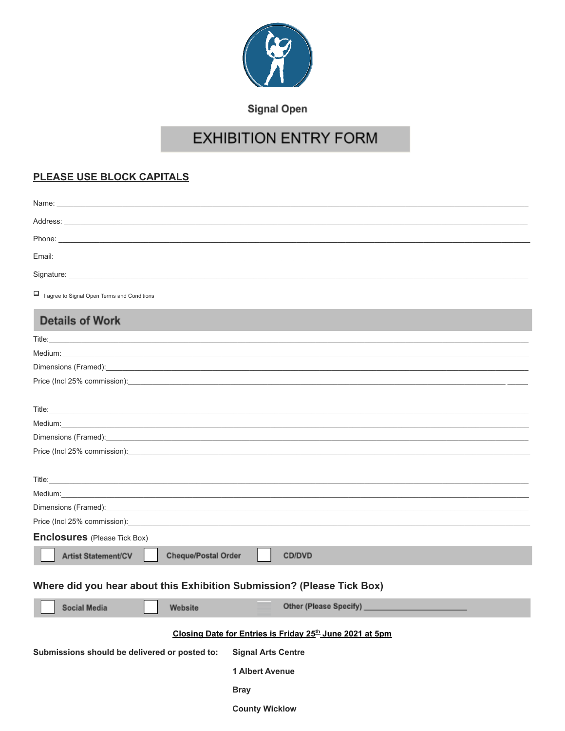**Signal Open**

# EXHIBITION ENTRY FORM

**PLEASE USE BLOCK CAPITALS**

Name: ____________________________________________

Address: ____________________________________________

Phone: ____________________________________________

Email: ____________________________________________

Signature: ____________________________________________

☐ I agree to Signal Open Terms and Conditions

## Details of Work

Title: ____________________________________________

Medium: ____________________________________________

Dimensions (Framed): ____________________________________________

Price (Incl 25% commission): ____________________________________________

Title: ____________________________________________

Medium: ____________________________________________

Dimensions (Framed): ____________________________________________

Price (Incl 25% commission): ____________________________________________

Title: ____________________________________________

Medium: ____________________________________________

Dimensions (Framed): ____________________________________________

Price (Incl 25% commission): ____________________________________________

### Enclosures (Please Tick Box)

☐ Artist Statement/CV ☐ Cheque/Postal Order ☐ CD/DVD

### Where did you hear about this Exhibition Submission? (Please Tick Box)

☐ Social Media ☐ Website ☐ Other (Please Specify) ______________________

**Closing Date for Entries is Friday 25th June 2021 at 5pm**

**Submissions should be delivered or posted to:**

**Signal Arts Centre**

**1 Albert Avenue**

**Bray**

**County Wicklow**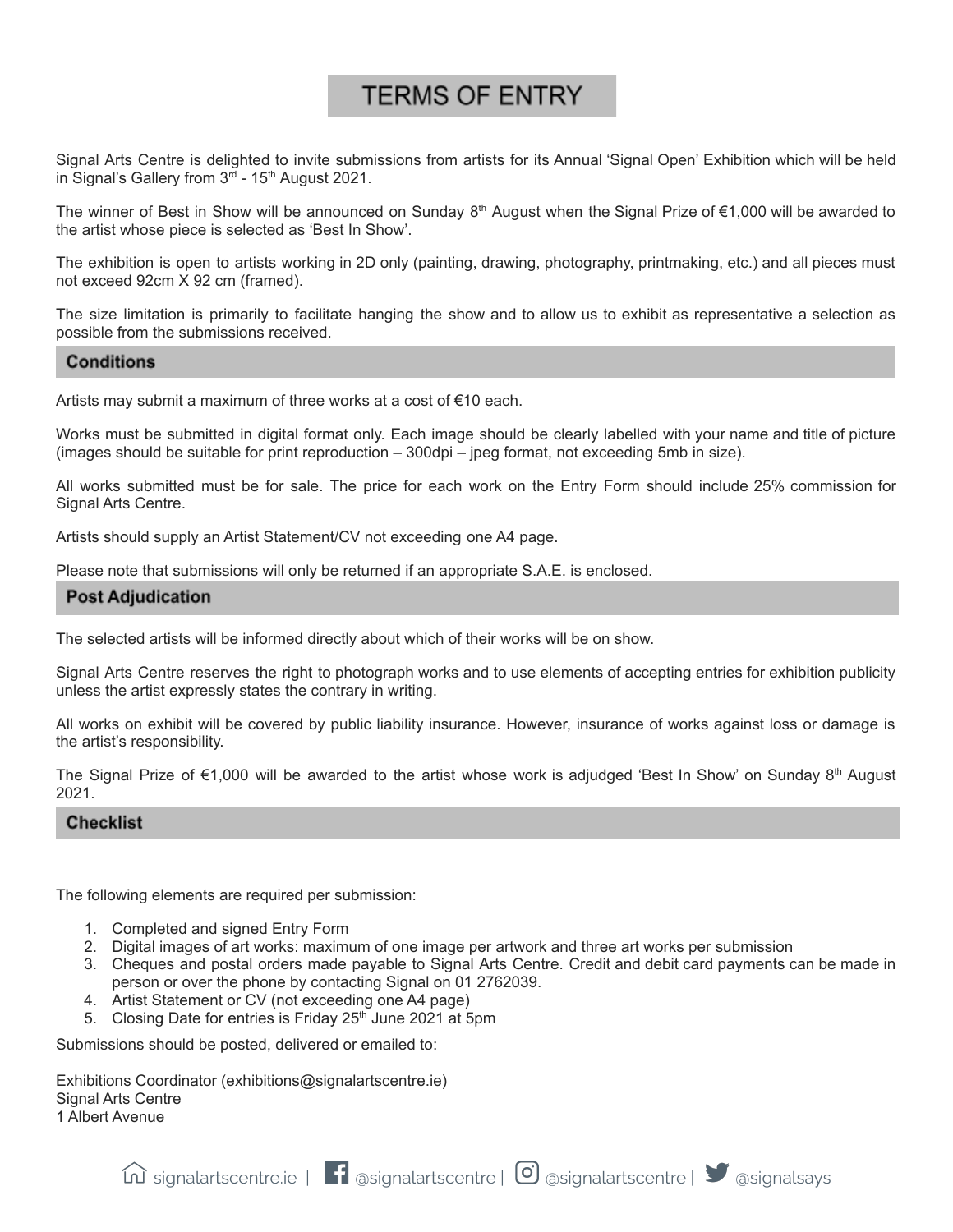# TERMS OF ENTRY

Signal Arts Centre is delighted to invite submissions from artists for its Annual 'Signal Open' Exhibition which will be held in Signal's Gallery from 3rd - 15th August 2021.

The winner of Best in Show will be announced on Sunday 8th August when the Signal Prize of €1,000 will be awarded to the artist whose piece is selected as 'Best In Show'.

The exhibition is open to artists working in 2D only (painting, drawing, photography, printmaking, etc.) and all pieces must not exceed 92cm X 92 cm (framed).

The size limitation is primarily to facilitate hanging the show and to allow us to exhibit as representative a selection as possible from the submissions received.

## Conditions

Artists may submit a maximum of three works at a cost of €10 each.

Works must be submitted in digital format only. Each image should be clearly labelled with your name and title of picture (images should be suitable for print reproduction – 300dpi – jpeg format, not exceeding 5mb in size).

All works submitted must be for sale. The price for each work on the Entry Form should include 25% commission for Signal Arts Centre.

Artists should supply an Artist Statement/CV not exceeding one A4 page.

Please note that submissions will only be returned if an appropriate S.A.E. is enclosed.

## Post Adjudication

The selected artists will be informed directly about which of their works will be on show.

Signal Arts Centre reserves the right to photograph works and to use elements of accepting entries for exhibition publicity unless the artist expressly states the contrary in writing.

All works on exhibit will be covered by public liability insurance. However, insurance of works against loss or damage is the artist's responsibility.

The Signal Prize of €1,000 will be awarded to the artist whose work is adjudged 'Best In Show' on Sunday 8th August 2021.

## Checklist

The following elements are required per submission:

1. Completed and signed Entry Form
2. Digital images of art works: maximum of one image per artwork and three art works per submission
3. Cheques and postal orders made payable to Signal Arts Centre. Credit and debit card payments can be made in person or over the phone by contacting Signal on 01 2762039.
4. Artist Statement or CV (not exceeding one A4 page)
5. Closing Date for entries is Friday 25th June 2021 at 5pm

Submissions should be posted, delivered or emailed to:

Exhibitions Coordinator (exhibitions@signalartscentre.ie)
Signal Arts Centre
1 Albert Avenue

signalartscentre.ie | @signalartscentre | @signalartscentre | @signalsays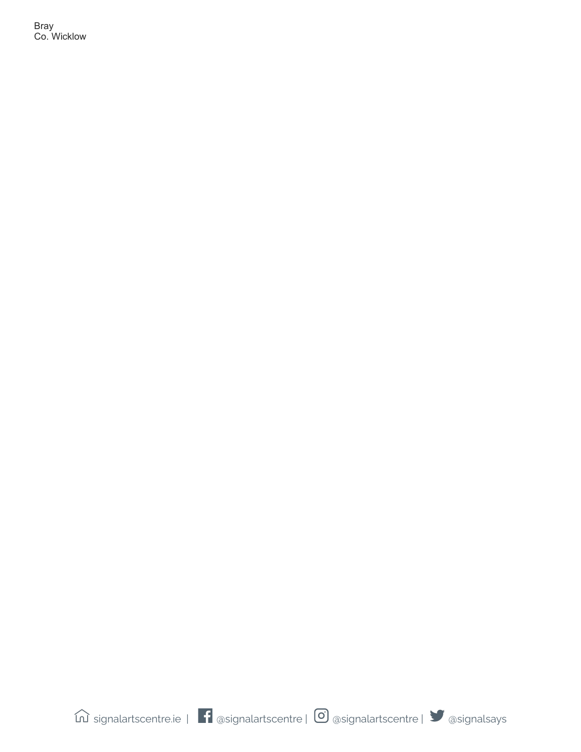Bray
Co. Wicklow